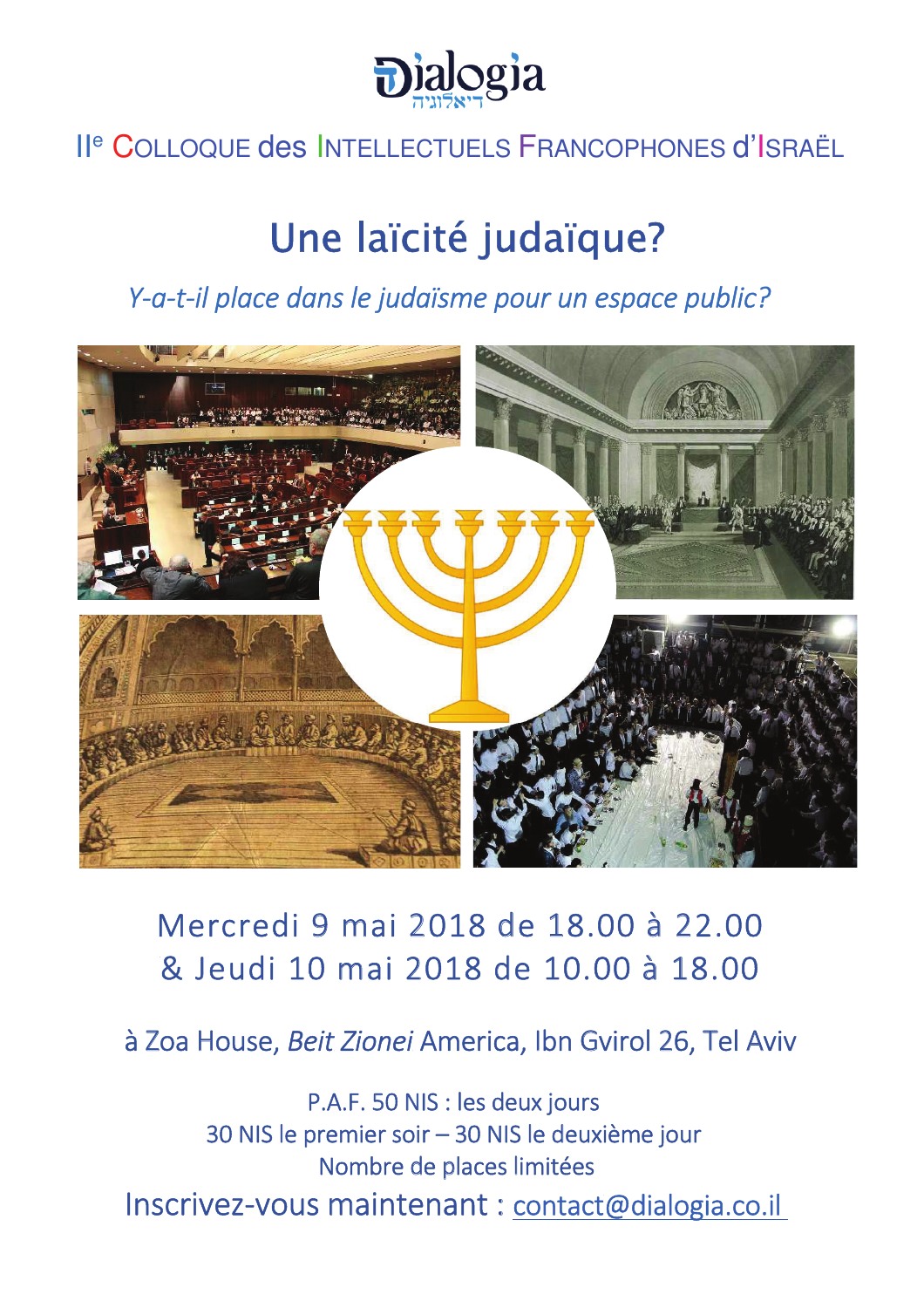Dialogia

דיאלוגיה

IIe Colloque des Intellectuels Francophones d'Israël

# Une laïcité judaïque?

*Y-a-t-il place dans le judaïsme pour un espace public?*

Mercredi 9 mai 2018 de 18.00 à 22.00
& Jeudi 10 mai 2018 de 10.00 à 18.00

à Zoa House, *Beit Zionei* America, Ibn Gvirol 26, Tel Aviv

P.A.F. 50 NIS : les deux jours
30 NIS le premier soir – 30 NIS le deuxième jour
Nombre de places limitées

Inscrivez-vous maintenant : contact@dialogia.co.il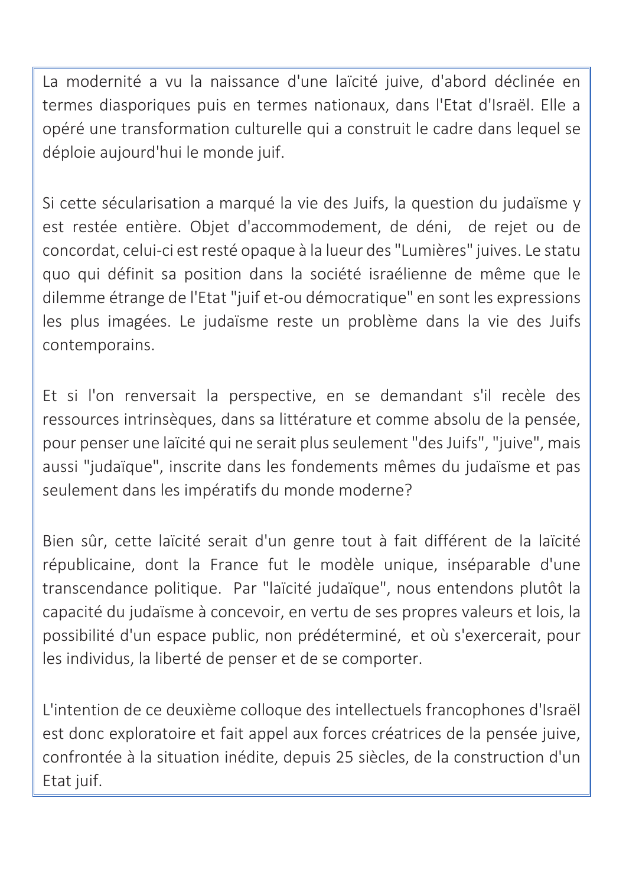La modernité a vu la naissance d'une laïcité juive, d'abord déclinée en termes diasporiques puis en termes nationaux, dans l'Etat d'Israël. Elle a opéré une transformation culturelle qui a construit le cadre dans lequel se déploie aujourd'hui le monde juif.

Si cette sécularisation a marqué la vie des Juifs, la question du judaïsme y est restée entière. Objet d'accommodement, de déni, de rejet ou de concordat, celui-ci est resté opaque à la lueur des "Lumières" juives. Le statu quo qui définit sa position dans la société israélienne de même que le dilemme étrange de l'Etat "juif et-ou démocratique" en sont les expressions les plus imagées. Le judaïsme reste un problème dans la vie des Juifs contemporains.

Et si l'on renversait la perspective, en se demandant s'il recèle des ressources intrinsèques, dans sa littérature et comme absolu de la pensée, pour penser une laïcité qui ne serait plus seulement "des Juifs", "juive", mais aussi "judaïque", inscrite dans les fondements mêmes du judaïsme et pas seulement dans les impératifs du monde moderne?

Bien sûr, cette laïcité serait d'un genre tout à fait différent de la laïcité républicaine, dont la France fut le modèle unique, inséparable d'une transcendance politique. Par "laïcité judaïque", nous entendons plutôt la capacité du judaïsme à concevoir, en vertu de ses propres valeurs et lois, la possibilité d'un espace public, non prédéterminé, et où s'exercerait, pour les individus, la liberté de penser et de se comporter.

L'intention de ce deuxième colloque des intellectuels francophones d'Israël est donc exploratoire et fait appel aux forces créatrices de la pensée juive, confrontée à la situation inédite, depuis 25 siècles, de la construction d'un Etat juif.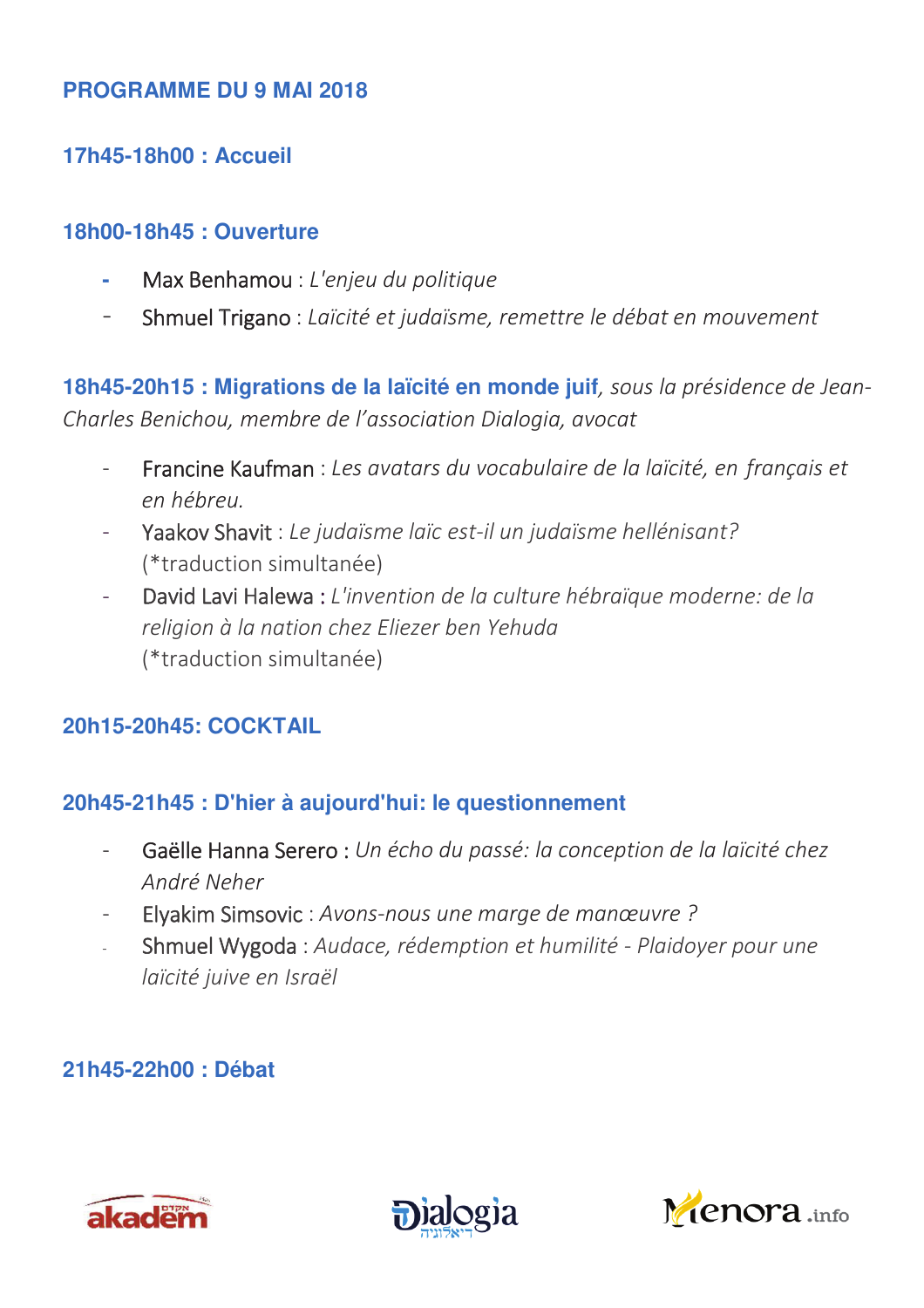## PROGRAMME DU 9 MAI 2018

### 17h45-18h00 : Accueil

### 18h00-18h45 : Ouverture

- Max Benhamou : *L'enjeu du politique*
- Shmuel Trigano : *Laïcité et judaïsme, remettre le débat en mouvement*

### 18h45-20h15 : Migrations de la laïcité en monde juif, *sous la présidence de Jean-Charles Benichou, membre de l'association Dialogia, avocat*

- Francine Kaufman : *Les avatars du vocabulaire de la laïcité, en français et en hébreu.*
- Yaakov Shavit : *Le judaïsme laïc est-il un judaïsme hellénisant?* (*traduction simultanée)
- David Lavi Halewa : *L'invention de la culture hébraïque moderne: de la religion à la nation chez Eliezer ben Yehuda* (*traduction simultanée)

### 20h15-20h45: COCKTAIL

### 20h45-21h45 : D'hier à aujourd'hui: le questionnement

- Gaëlle Hanna Serero : *Un écho du passé: la conception de la laïcité chez André Neher*
- Elyakim Simsovic : *Avons-nous une marge de manœuvre ?*
- Shmuel Wygoda : *Audace, rédemption et humilité - Plaidoyer pour une laïcité juive en Israël*

### 21h45-22h00 : Débat

akadem — Dialogia — Menora.info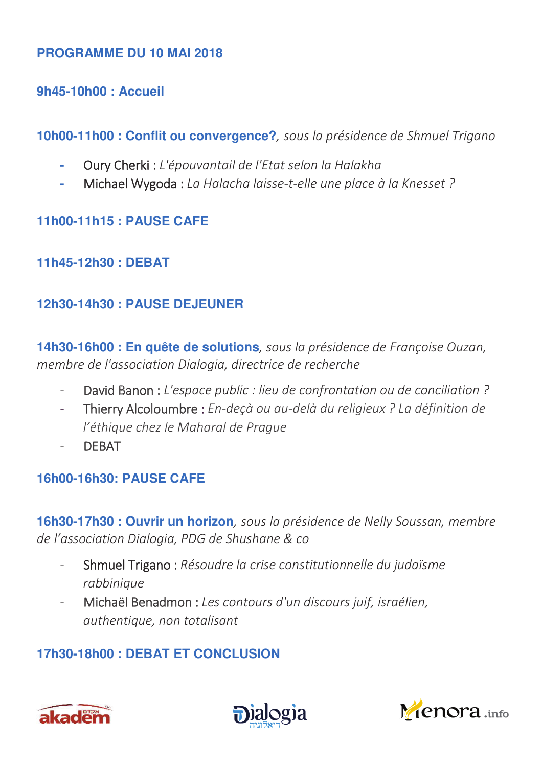## PROGRAMME DU 10 MAI 2018

### 9h45-10h00 : Accueil

### 10h00-11h00 : Conflit ou convergence?, *sous la présidence de Shmuel Trigano*

- Oury Cherki : *L'épouvantail de l'Etat selon la Halakha*
- Michael Wygoda : *La Halacha laisse-t-elle une place à la Knesset ?*

### 11h00-11h15 : PAUSE CAFE

### 11h45-12h30 : DEBAT

### 12h30-14h30 : PAUSE DEJEUNER

### 14h30-16h00 : En quête de solutions, *sous la présidence de Françoise Ouzan, membre de l'association Dialogia, directrice de recherche*

- David Banon : *L'espace public : lieu de confrontation ou de conciliation ?*
- Thierry Alcoloumbre : *En-deçà ou au-delà du religieux ? La définition de l'éthique chez le Maharal de Prague*
- DEBAT

### 16h00-16h30: PAUSE CAFE

### 16h30-17h30 : Ouvrir un horizon, *sous la présidence de Nelly Soussan, membre de l'association Dialogia, PDG de Shushane & co*

- Shmuel Trigano : *Résoudre la crise constitutionnelle du judaïsme rabbinique*
- Michaël Benadmon : *Les contours d'un discours juif, israélien, authentique, non totalisant*

### 17h30-18h00 : DEBAT ET CONCLUSION

akadem — Dialogia דיאלוגיה — Menora.info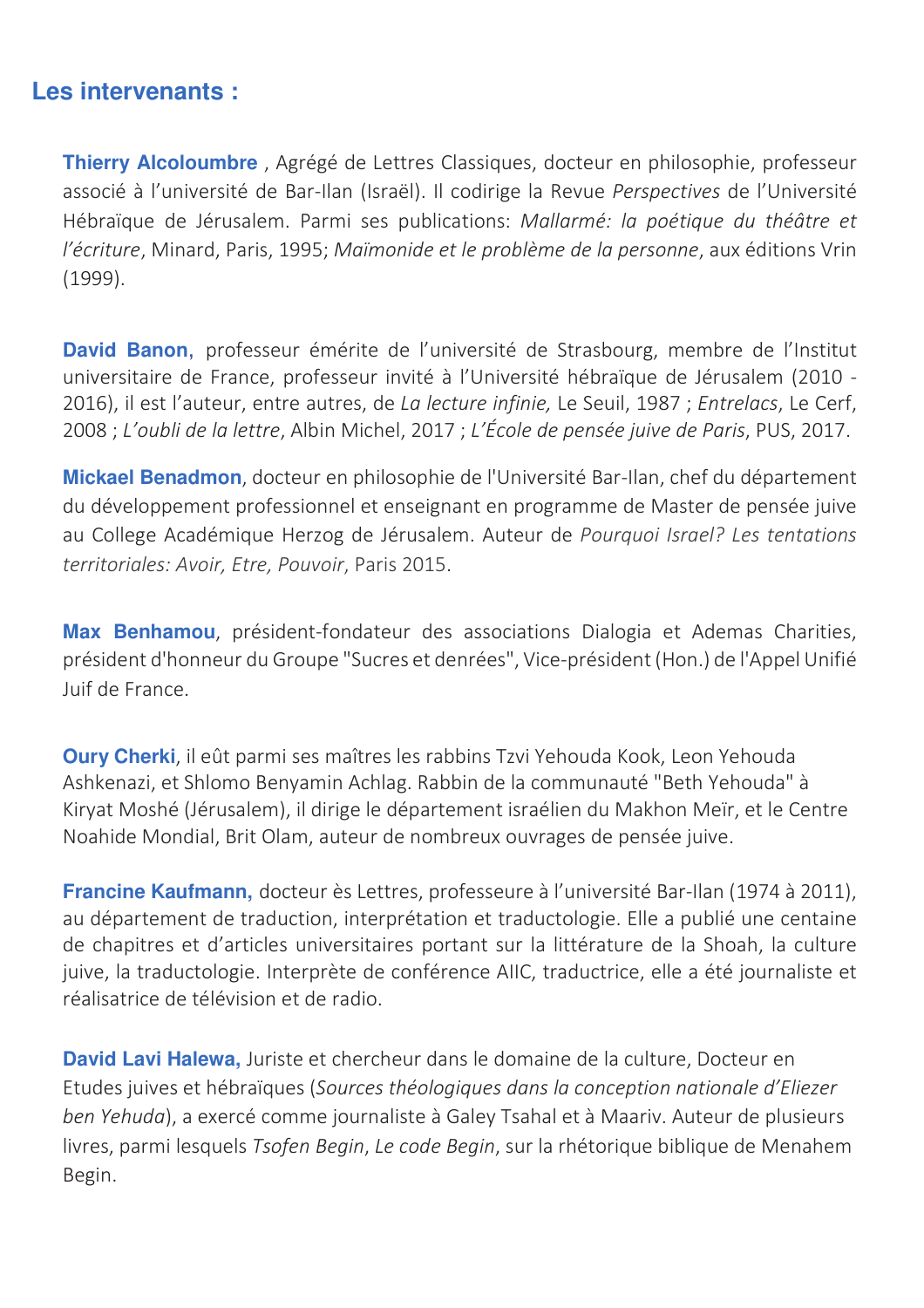## Les intervenants :

**Thierry Alcoloumbre** , Agrégé de Lettres Classiques, docteur en philosophie, professeur associé à l'université de Bar-Ilan (Israël). Il codirige la Revue *Perspectives* de l'Université Hébraïque de Jérusalem. Parmi ses publications: *Mallarmé: la poétique du théâtre et l'écriture*, Minard, Paris, 1995; *Maïmonide et le problème de la personne*, aux éditions Vrin (1999).

**David Banon,** professeur émérite de l'université de Strasbourg, membre de l'Institut universitaire de France, professeur invité à l'Université hébraïque de Jérusalem (2010 - 2016), il est l'auteur, entre autres, de *La lecture infinie,* Le Seuil, 1987 ; *Entrelacs*, Le Cerf, 2008 ; *L'oubli de la lettre*, Albin Michel, 2017 ; *L'École de pensée juive de Paris*, PUS, 2017.

**Mickael Benadmon**, docteur en philosophie de l'Université Bar-Ilan, chef du département du développement professionnel et enseignant en programme de Master de pensée juive au College Académique Herzog de Jérusalem. Auteur de *Pourquoi Israel? Les tentations territoriales: Avoir, Etre, Pouvoir*, Paris 2015.

**Max Benhamou**, président-fondateur des associations Dialogia et Ademas Charities, président d'honneur du Groupe "Sucres et denrées", Vice-président (Hon.) de l'Appel Unifié Juif de France.

**Oury Cherki**, il eût parmi ses maîtres les rabbins Tzvi Yehouda Kook, Leon Yehouda Ashkenazi, et Shlomo Benyamin Achlag. Rabbin de la communauté "Beth Yehouda" à Kiryat Moshé (Jérusalem), il dirige le département israélien du Makhon Meïr, et le Centre Noahide Mondial, Brit Olam, auteur de nombreux ouvrages de pensée juive.

**Francine Kaufmann,** docteur ès Lettres, professeure à l'université Bar-Ilan (1974 à 2011), au département de traduction, interprétation et traductologie. Elle a publié une centaine de chapitres et d'articles universitaires portant sur la littérature de la Shoah, la culture juive, la traductologie. Interprète de conférence AIIC, traductrice, elle a été journaliste et réalisatrice de télévision et de radio.

**David Lavi Halewa,** Juriste et chercheur dans le domaine de la culture, Docteur en Etudes juives et hébraïques (*Sources théologiques dans la conception nationale d'Eliezer ben Yehuda*), a exercé comme journaliste à Galey Tsahal et à Maariv. Auteur de plusieurs livres, parmi lesquels *Tsofen Begin*, *Le code Begin*, sur la rhétorique biblique de Menahem Begin.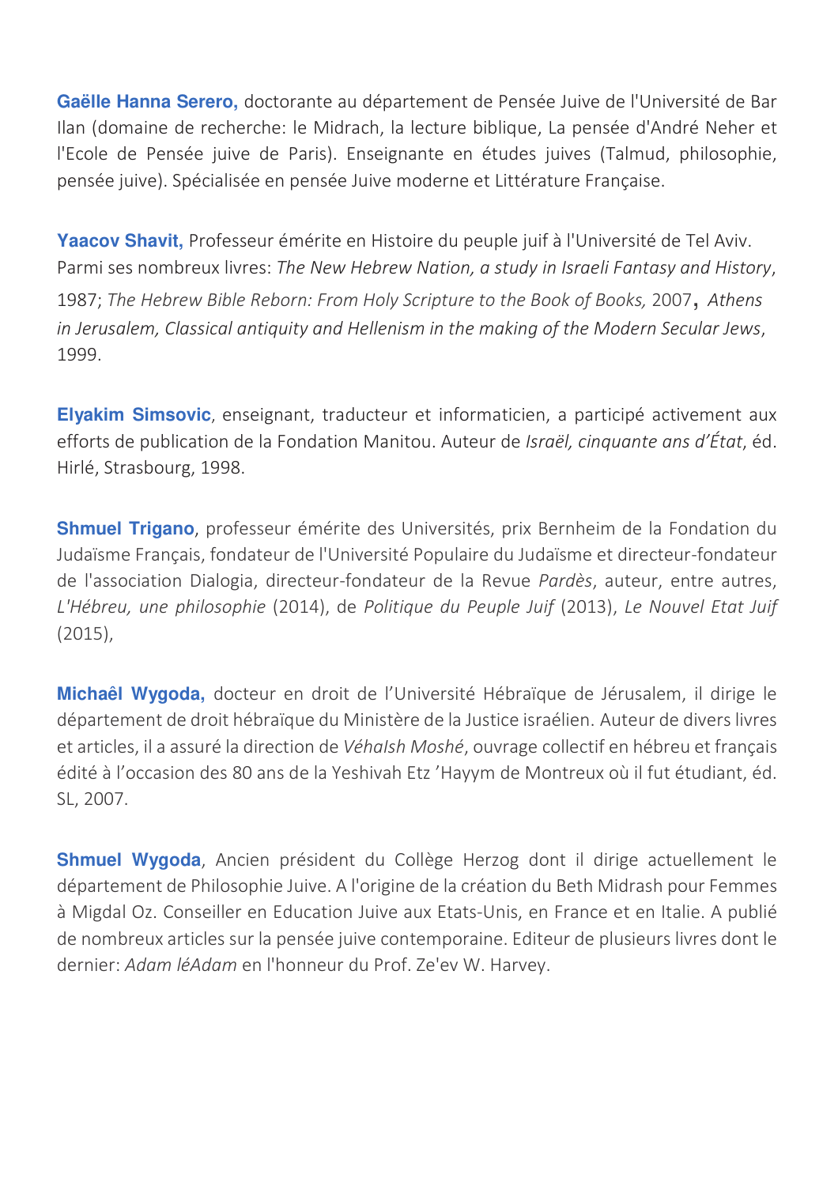**Gaëlle Hanna Serero,** doctorante au département de Pensée Juive de l'Université de Bar Ilan (domaine de recherche: le Midrach, la lecture biblique, La pensée d'André Neher et l'Ecole de Pensée juive de Paris). Enseignante en études juives (Talmud, philosophie, pensée juive). Spécialisée en pensée Juive moderne et Littérature Française.

**Yaacov Shavit,** Professeur émérite en Histoire du peuple juif à l'Université de Tel Aviv. Parmi ses nombreux livres: *The New Hebrew Nation, a study in Israeli Fantasy and History*, 1987; *The Hebrew Bible Reborn: From Holy Scripture to the Book of Books,* 2007, *Athens in Jerusalem, Classical antiquity and Hellenism in the making of the Modern Secular Jews*, 1999.

**Elyakim Simsovic**, enseignant, traducteur et informaticien, a participé activement aux efforts de publication de la Fondation Manitou. Auteur de *Israël, cinquante ans d'État*, éd. Hirlé, Strasbourg, 1998.

**Shmuel Trigano**, professeur émérite des Universités, prix Bernheim de la Fondation du Judaïsme Français, fondateur de l'Université Populaire du Judaïsme et directeur-fondateur de l'association Dialogia, directeur-fondateur de la Revue *Pardès*, auteur, entre autres, *L'Hébreu, une philosophie* (2014), de *Politique du Peuple Juif* (2013), *Le Nouvel Etat Juif* (2015),

**Michaël Wygoda,** docteur en droit de l'Université Hébraïque de Jérusalem, il dirige le département de droit hébraïque du Ministère de la Justice israélien. Auteur de divers livres et articles, il a assuré la direction de *VéhaIsh Moshé*, ouvrage collectif en hébreu et français édité à l'occasion des 80 ans de la Yeshivah Etz 'Hayym de Montreux où il fut étudiant, éd. SL, 2007.

**Shmuel Wygoda**, Ancien président du Collège Herzog dont il dirige actuellement le département de Philosophie Juive. A l'origine de la création du Beth Midrash pour Femmes à Migdal Oz. Conseiller en Education Juive aux Etats-Unis, en France et en Italie. A publié de nombreux articles sur la pensée juive contemporaine. Editeur de plusieurs livres dont le dernier: *Adam léAdam* en l'honneur du Prof. Ze'ev W. Harvey.